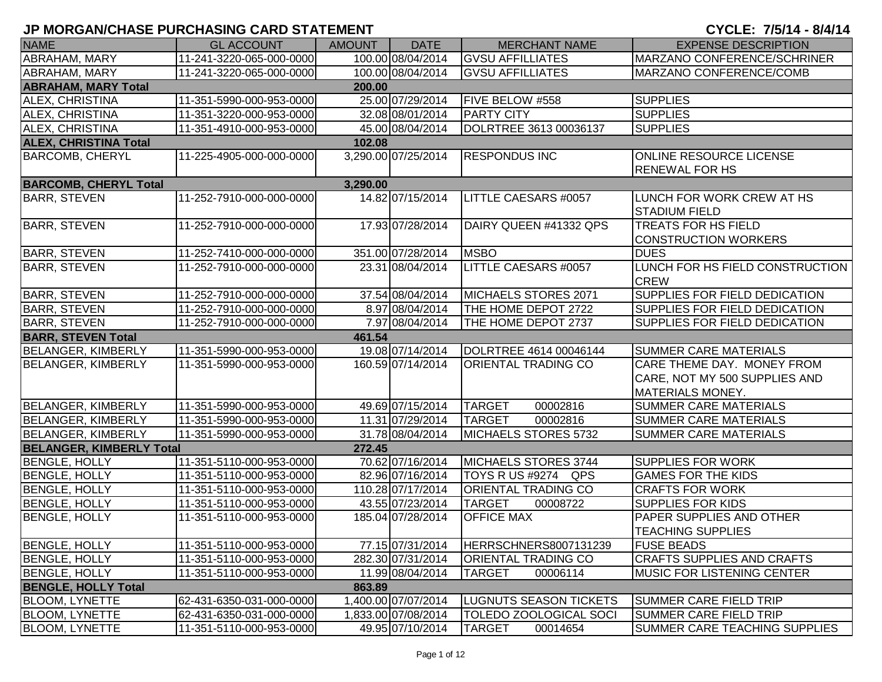# JP MORGAN/CHASE PURCHASING CARD STATEMENT

**CYCLE: 7/5/14 - 8/4/14**

| NAME | GL ACCOUNT | AMOUNT | DATE | MERCHANT NAME | EXPENSE DESCRIPTION |
|---|---|---|---|---|---|
| ABRAHAM, MARY | 11-241-3220-065-000-0000 | 100.00 | 08/04/2014 | GVSU AFFILLIATES | MARZANO CONFERENCE/SCHRINER |
| ABRAHAM, MARY | 11-241-3220-065-000-0000 | 100.00 | 08/04/2014 | GVSU AFFILLIATES | MARZANO CONFERENCE/COMB |
| **ABRAHAM, MARY Total** | | **200.00** | | | |
| ALEX, CHRISTINA | 11-351-5990-000-953-0000 | 25.00 | 07/29/2014 | FIVE BELOW #558 | SUPPLIES |
| ALEX, CHRISTINA | 11-351-3220-000-953-0000 | 32.08 | 08/01/2014 | PARTY CITY | SUPPLIES |
| ALEX, CHRISTINA | 11-351-4910-000-953-0000 | 45.00 | 08/04/2014 | DOLRTREE 3613 00036137 | SUPPLIES |
| **ALEX, CHRISTINA Total** | | **102.08** | | | |
| BARCOMB, CHERYL | 11-225-4905-000-000-0000 | 3,290.00 | 07/25/2014 | RESPONDUS INC | ONLINE RESOURCE LICENSE RENEWAL FOR HS |
| **BARCOMB, CHERYL Total** | | **3,290.00** | | | |
| BARR, STEVEN | 11-252-7910-000-000-0000 | 14.82 | 07/15/2014 | LITTLE CAESARS #0057 | LUNCH FOR WORK CREW AT HS STADIUM FIELD |
| BARR, STEVEN | 11-252-7910-000-000-0000 | 17.93 | 07/28/2014 | DAIRY QUEEN #41332 QPS | TREATS FOR HS FIELD CONSTRUCTION WORKERS |
| BARR, STEVEN | 11-252-7410-000-000-0000 | 351.00 | 07/28/2014 | MSBO | DUES |
| BARR, STEVEN | 11-252-7910-000-000-0000 | 23.31 | 08/04/2014 | LITTLE CAESARS #0057 | LUNCH FOR HS FIELD CONSTRUCTION CREW |
| BARR, STEVEN | 11-252-7910-000-000-0000 | 37.54 | 08/04/2014 | MICHAELS STORES 2071 | SUPPLIES FOR FIELD DEDICATION |
| BARR, STEVEN | 11-252-7910-000-000-0000 | 8.97 | 08/04/2014 | THE HOME DEPOT 2722 | SUPPLIES FOR FIELD DEDICATION |
| BARR, STEVEN | 11-252-7910-000-000-0000 | 7.97 | 08/04/2014 | THE HOME DEPOT 2737 | SUPPLIES FOR FIELD DEDICATION |
| **BARR, STEVEN Total** | | **461.54** | | | |
| BELANGER, KIMBERLY | 11-351-5990-000-953-0000 | 19.08 | 07/14/2014 | DOLRTREE 4614 00046144 | SUMMER CARE MATERIALS |
| BELANGER, KIMBERLY | 11-351-5990-000-953-0000 | 160.59 | 07/14/2014 | ORIENTAL TRADING CO | CARE THEME DAY. MONEY FROM CARE, NOT MY 500 SUPPLIES AND MATERIALS MONEY. |
| BELANGER, KIMBERLY | 11-351-5990-000-953-0000 | 49.69 | 07/15/2014 | TARGET 00002816 | SUMMER CARE MATERIALS |
| BELANGER, KIMBERLY | 11-351-5990-000-953-0000 | 11.31 | 07/29/2014 | TARGET 00002816 | SUMMER CARE MATERIALS |
| BELANGER, KIMBERLY | 11-351-5990-000-953-0000 | 31.78 | 08/04/2014 | MICHAELS STORES 5732 | SUMMER CARE MATERIALS |
| **BELANGER, KIMBERLY Total** | | **272.45** | | | |
| BENGLE, HOLLY | 11-351-5110-000-953-0000 | 70.62 | 07/16/2014 | MICHAELS STORES 3744 | SUPPLIES FOR WORK |
| BENGLE, HOLLY | 11-351-5110-000-953-0000 | 82.96 | 07/16/2014 | TOYS R US #9274 QPS | GAMES FOR THE KIDS |
| BENGLE, HOLLY | 11-351-5110-000-953-0000 | 110.28 | 07/17/2014 | ORIENTAL TRADING CO | CRAFTS FOR WORK |
| BENGLE, HOLLY | 11-351-5110-000-953-0000 | 43.55 | 07/23/2014 | TARGET 00008722 | SUPPLIES FOR KIDS |
| BENGLE, HOLLY | 11-351-5110-000-953-0000 | 185.04 | 07/28/2014 | OFFICE MAX | PAPER SUPPLIES AND OTHER TEACHING SUPPLIES |
| BENGLE, HOLLY | 11-351-5110-000-953-0000 | 77.15 | 07/31/2014 | HERRSCHNERS8007131239 | FUSE BEADS |
| BENGLE, HOLLY | 11-351-5110-000-953-0000 | 282.30 | 07/31/2014 | ORIENTAL TRADING CO | CRAFTS SUPPLIES AND CRAFTS |
| BENGLE, HOLLY | 11-351-5110-000-953-0000 | 11.99 | 08/04/2014 | TARGET 00006114 | MUSIC FOR LISTENING CENTER |
| **BENGLE, HOLLY Total** | | **863.89** | | | |
| BLOOM, LYNETTE | 62-431-6350-031-000-0000 | 1,400.00 | 07/07/2014 | LUGNUTS SEASON TICKETS | SUMMER CARE FIELD TRIP |
| BLOOM, LYNETTE | 62-431-6350-031-000-0000 | 1,833.00 | 07/08/2014 | TOLEDO ZOOLOGICAL SOCI | SUMMER CARE FIELD TRIP |
| BLOOM, LYNETTE | 11-351-5110-000-953-0000 | 49.95 | 07/10/2014 | TARGET 00014654 | SUMMER CARE TEACHING SUPPLIES |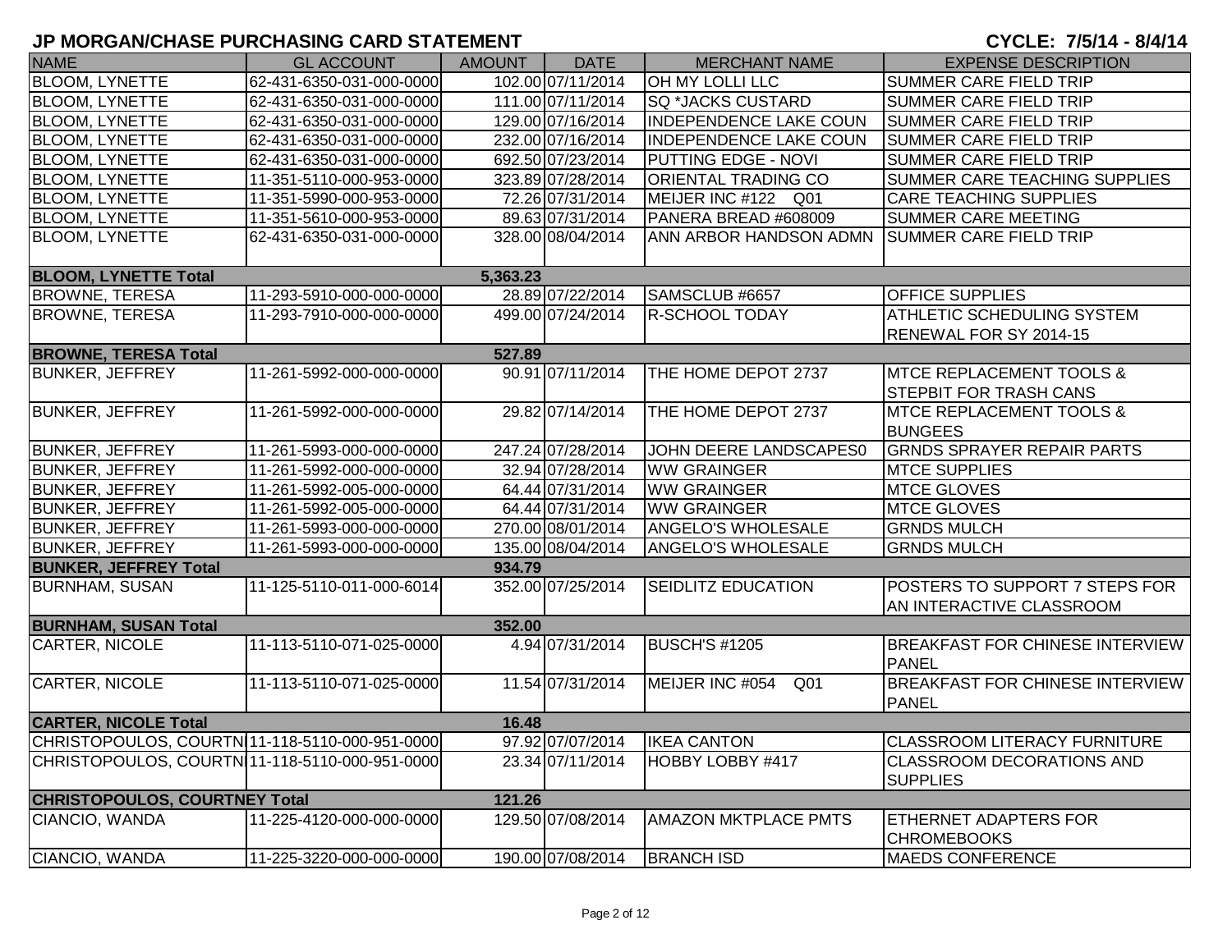## JP MORGAN/CHASE PURCHASING CARD STATEMENT

**CYCLE: 7/5/14 - 8/4/14**

| NAME | GL ACCOUNT | AMOUNT | DATE | MERCHANT NAME | EXPENSE DESCRIPTION |
|---|---|---|---|---|---|
| BLOOM, LYNETTE | 62-431-6350-031-000-0000 | 102.00 | 07/11/2014 | OH MY LOLLI LLC | SUMMER CARE FIELD TRIP |
| BLOOM, LYNETTE | 62-431-6350-031-000-0000 | 111.00 | 07/11/2014 | SQ *JACKS CUSTARD | SUMMER CARE FIELD TRIP |
| BLOOM, LYNETTE | 62-431-6350-031-000-0000 | 129.00 | 07/16/2014 | INDEPENDENCE LAKE COUN | SUMMER CARE FIELD TRIP |
| BLOOM, LYNETTE | 62-431-6350-031-000-0000 | 232.00 | 07/16/2014 | INDEPENDENCE LAKE COUN | SUMMER CARE FIELD TRIP |
| BLOOM, LYNETTE | 62-431-6350-031-000-0000 | 692.50 | 07/23/2014 | PUTTING EDGE - NOVI | SUMMER CARE FIELD TRIP |
| BLOOM, LYNETTE | 11-351-5110-000-953-0000 | 323.89 | 07/28/2014 | ORIENTAL TRADING CO | SUMMER CARE TEACHING SUPPLIES |
| BLOOM, LYNETTE | 11-351-5990-000-953-0000 | 72.26 | 07/31/2014 | MEIJER INC #122 Q01 | CARE TEACHING SUPPLIES |
| BLOOM, LYNETTE | 11-351-5610-000-953-0000 | 89.63 | 07/31/2014 | PANERA BREAD #608009 | SUMMER CARE MEETING |
| BLOOM, LYNETTE | 62-431-6350-031-000-0000 | 328.00 | 08/04/2014 | ANN ARBOR HANDSON ADMN | SUMMER CARE FIELD TRIP |
| **BLOOM, LYNETTE Total** | | **5,363.23** | | | |
| BROWNE, TERESA | 11-293-5910-000-000-0000 | 28.89 | 07/22/2014 | SAMSCLUB #6657 | OFFICE SUPPLIES |
| BROWNE, TERESA | 11-293-7910-000-000-0000 | 499.00 | 07/24/2014 | R-SCHOOL TODAY | ATHLETIC SCHEDULING SYSTEM RENEWAL FOR SY 2014-15 |
| **BROWNE, TERESA Total** | | **527.89** | | | |
| BUNKER, JEFFREY | 11-261-5992-000-000-0000 | 90.91 | 07/11/2014 | THE HOME DEPOT 2737 | MTCE REPLACEMENT TOOLS & STEPBIT FOR TRASH CANS |
| BUNKER, JEFFREY | 11-261-5992-000-000-0000 | 29.82 | 07/14/2014 | THE HOME DEPOT 2737 | MTCE REPLACEMENT TOOLS & BUNGEES |
| BUNKER, JEFFREY | 11-261-5993-000-000-0000 | 247.24 | 07/28/2014 | JOHN DEERE LANDSCAPES0 | GRNDS SPRAYER REPAIR PARTS |
| BUNKER, JEFFREY | 11-261-5992-000-000-0000 | 32.94 | 07/28/2014 | WW GRAINGER | MTCE SUPPLIES |
| BUNKER, JEFFREY | 11-261-5992-005-000-0000 | 64.44 | 07/31/2014 | WW GRAINGER | MTCE GLOVES |
| BUNKER, JEFFREY | 11-261-5992-005-000-0000 | 64.44 | 07/31/2014 | WW GRAINGER | MTCE GLOVES |
| BUNKER, JEFFREY | 11-261-5993-000-000-0000 | 270.00 | 08/01/2014 | ANGELO'S WHOLESALE | GRNDS MULCH |
| BUNKER, JEFFREY | 11-261-5993-000-000-0000 | 135.00 | 08/04/2014 | ANGELO'S WHOLESALE | GRNDS MULCH |
| **BUNKER, JEFFREY Total** | | **934.79** | | | |
| BURNHAM, SUSAN | 11-125-5110-011-000-6014 | 352.00 | 07/25/2014 | SEIDLITZ EDUCATION | POSTERS TO SUPPORT 7 STEPS FOR AN INTERACTIVE CLASSROOM |
| **BURNHAM, SUSAN Total** | | **352.00** | | | |
| CARTER, NICOLE | 11-113-5110-071-025-0000 | 4.94 | 07/31/2014 | BUSCH'S #1205 | BREAKFAST FOR CHINESE INTERVIEW PANEL |
| CARTER, NICOLE | 11-113-5110-071-025-0000 | 11.54 | 07/31/2014 | MEIJER INC #054 Q01 | BREAKFAST FOR CHINESE INTERVIEW PANEL |
| **CARTER, NICOLE Total** | | **16.48** | | | |
| CHRISTOPOULOS, COURTNI | 11-118-5110-000-951-0000 | 97.92 | 07/07/2014 | IKEA CANTON | CLASSROOM LITERACY FURNITURE |
| CHRISTOPOULOS, COURTNI | 11-118-5110-000-951-0000 | 23.34 | 07/11/2014 | HOBBY LOBBY #417 | CLASSROOM DECORATIONS AND SUPPLIES |
| **CHRISTOPOULOS, COURTNEY Total** | | **121.26** | | | |
| CIANCIO, WANDA | 11-225-4120-000-000-0000 | 129.50 | 07/08/2014 | AMAZON MKTPLACE PMTS | ETHERNET ADAPTERS FOR CHROMEBOOKS |
| CIANCIO, WANDA | 11-225-3220-000-000-0000 | 190.00 | 07/08/2014 | BRANCH ISD | MAEDS CONFERENCE |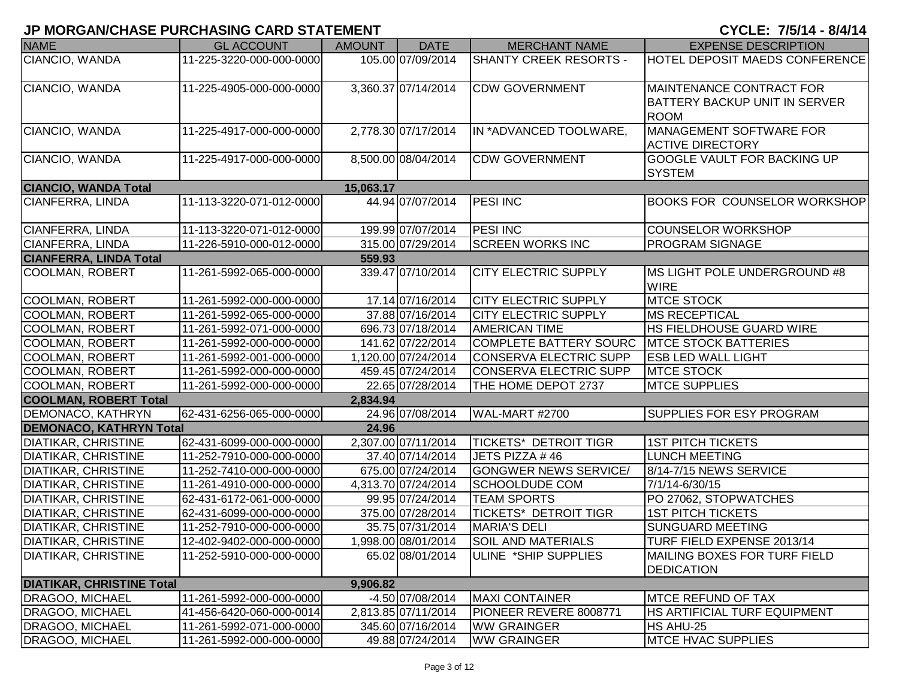# JP MORGAN/CHASE PURCHASING CARD STATEMENT

**CYCLE: 7/5/14 - 8/4/14**

| NAME | GL ACCOUNT | AMOUNT | DATE | MERCHANT NAME | EXPENSE DESCRIPTION |
|---|---|---|---|---|---|
| CIANCIO, WANDA | 11-225-3220-000-000-0000 | 105.00 | 07/09/2014 | SHANTY CREEK RESORTS - | HOTEL DEPOSIT MAEDS CONFERENCE |
| CIANCIO, WANDA | 11-225-4905-000-000-0000 | 3,360.37 | 07/14/2014 | CDW GOVERNMENT | MAINTENANCE CONTRACT FOR BATTERY BACKUP UNIT IN SERVER ROOM |
| CIANCIO, WANDA | 11-225-4917-000-000-0000 | 2,778.30 | 07/17/2014 | IN *ADVANCED TOOLWARE, | MANAGEMENT SOFTWARE FOR ACTIVE DIRECTORY |
| CIANCIO, WANDA | 11-225-4917-000-000-0000 | 8,500.00 | 08/04/2014 | CDW GOVERNMENT | GOOGLE VAULT FOR BACKING UP SYSTEM |
| **CIANCIO, WANDA Total** | | **15,063.17** | | | |
| CIANFERRA, LINDA | 11-113-3220-071-012-0000 | 44.94 | 07/07/2014 | PESI INC | BOOKS FOR COUNSELOR WORKSHOP |
| CIANFERRA, LINDA | 11-113-3220-071-012-0000 | 199.99 | 07/07/2014 | PESI INC | COUNSELOR WORKSHOP |
| CIANFERRA, LINDA | 11-226-5910-000-012-0000 | 315.00 | 07/29/2014 | SCREEN WORKS INC | PROGRAM SIGNAGE |
| **CIANFERRA, LINDA Total** | | **559.93** | | | |
| COOLMAN, ROBERT | 11-261-5992-065-000-0000 | 339.47 | 07/10/2014 | CITY ELECTRIC SUPPLY | MS LIGHT POLE UNDERGROUND #8 WIRE |
| COOLMAN, ROBERT | 11-261-5992-000-000-0000 | 17.14 | 07/16/2014 | CITY ELECTRIC SUPPLY | MTCE STOCK |
| COOLMAN, ROBERT | 11-261-5992-065-000-0000 | 37.88 | 07/16/2014 | CITY ELECTRIC SUPPLY | MS RECEPTICAL |
| COOLMAN, ROBERT | 11-261-5992-071-000-0000 | 696.73 | 07/18/2014 | AMERICAN TIME | HS FIELDHOUSE GUARD WIRE |
| COOLMAN, ROBERT | 11-261-5992-000-000-0000 | 141.62 | 07/22/2014 | COMPLETE BATTERY SOURC | MTCE STOCK BATTERIES |
| COOLMAN, ROBERT | 11-261-5992-001-000-0000 | 1,120.00 | 07/24/2014 | CONSERVA ELECTRIC SUPP | ESB LED WALL LIGHT |
| COOLMAN, ROBERT | 11-261-5992-000-000-0000 | 459.45 | 07/24/2014 | CONSERVA ELECTRIC SUPP | MTCE STOCK |
| COOLMAN, ROBERT | 11-261-5992-000-000-0000 | 22.65 | 07/28/2014 | THE HOME DEPOT 2737 | MTCE SUPPLIES |
| **COOLMAN, ROBERT Total** | | **2,834.94** | | | |
| DEMONACO, KATHRYN | 62-431-6256-065-000-0000 | 24.96 | 07/08/2014 | WAL-MART #2700 | SUPPLIES FOR ESY PROGRAM |
| **DEMONACO, KATHRYN Total** | | **24.96** | | | |
| DIATIKAR, CHRISTINE | 62-431-6099-000-000-0000 | 2,307.00 | 07/11/2014 | TICKETS* DETROIT TIGR | 1ST PITCH TICKETS |
| DIATIKAR, CHRISTINE | 11-252-7910-000-000-0000 | 37.40 | 07/14/2014 | JETS PIZZA # 46 | LUNCH MEETING |
| DIATIKAR, CHRISTINE | 11-252-7410-000-000-0000 | 675.00 | 07/24/2014 | GONGWER NEWS SERVICE/ | 8/14-7/15 NEWS SERVICE |
| DIATIKAR, CHRISTINE | 11-261-4910-000-000-0000 | 4,313.70 | 07/24/2014 | SCHOOLDUDE COM | 7/1/14-6/30/15 |
| DIATIKAR, CHRISTINE | 62-431-6172-061-000-0000 | 99.95 | 07/24/2014 | TEAM SPORTS | PO 27062, STOPWATCHES |
| DIATIKAR, CHRISTINE | 62-431-6099-000-000-0000 | 375.00 | 07/28/2014 | TICKETS* DETROIT TIGR | 1ST PITCH TICKETS |
| DIATIKAR, CHRISTINE | 11-252-7910-000-000-0000 | 35.75 | 07/31/2014 | MARIA'S DELI | SUNGUARD MEETING |
| DIATIKAR, CHRISTINE | 12-402-9402-000-000-0000 | 1,998.00 | 08/01/2014 | SOIL AND MATERIALS | TURF FIELD EXPENSE 2013/14 |
| DIATIKAR, CHRISTINE | 11-252-5910-000-000-0000 | 65.02 | 08/01/2014 | ULINE *SHIP SUPPLIES | MAILING BOXES FOR TURF FIELD DEDICATION |
| **DIATIKAR, CHRISTINE Total** | | **9,906.82** | | | |
| DRAGOO, MICHAEL | 11-261-5992-000-000-0000 | -4.50 | 07/08/2014 | MAXI CONTAINER | MTCE REFUND OF TAX |
| DRAGOO, MICHAEL | 41-456-6420-060-000-0014 | 2,813.85 | 07/11/2014 | PIONEER REVERE 8008771 | HS ARTIFICIAL TURF EQUIPMENT |
| DRAGOO, MICHAEL | 11-261-5992-071-000-0000 | 345.60 | 07/16/2014 | WW GRAINGER | HS AHU-25 |
| DRAGOO, MICHAEL | 11-261-5992-000-000-0000 | 49.88 | 07/24/2014 | WW GRAINGER | MTCE HVAC SUPPLIES |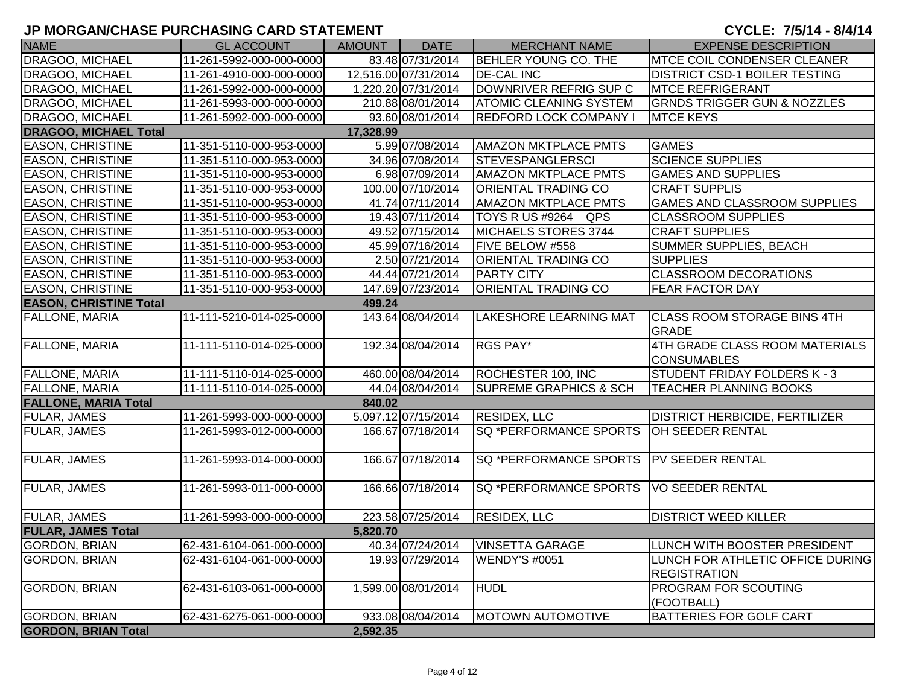## JP MORGAN/CHASE PURCHASING CARD STATEMENT

**CYCLE: 7/5/14 - 8/4/14**

| NAME | GL ACCOUNT | AMOUNT | DATE | MERCHANT NAME | EXPENSE DESCRIPTION |
|---|---|---|---|---|---|
| DRAGOO, MICHAEL | 11-261-5992-000-000-0000 | 83.48 | 07/31/2014 | BEHLER YOUNG CO. THE | MTCE COIL CONDENSER CLEANER |
| DRAGOO, MICHAEL | 11-261-4910-000-000-0000 | 12,516.00 | 07/31/2014 | DE-CAL INC | DISTRICT CSD-1 BOILER TESTING |
| DRAGOO, MICHAEL | 11-261-5992-000-000-0000 | 1,220.20 | 07/31/2014 | DOWNRIVER REFRIG SUP C | MTCE REFRIGERANT |
| DRAGOO, MICHAEL | 11-261-5993-000-000-0000 | 210.88 | 08/01/2014 | ATOMIC CLEANING SYSTEM | GRNDS TRIGGER GUN & NOZZLES |
| DRAGOO, MICHAEL | 11-261-5992-000-000-0000 | 93.60 | 08/01/2014 | REDFORD LOCK COMPANY I | MTCE KEYS |
| **DRAGOO, MICHAEL Total** | | **17,328.99** | | | |
| EASON, CHRISTINE | 11-351-5110-000-953-0000 | 5.99 | 07/08/2014 | AMAZON MKTPLACE PMTS | GAMES |
| EASON, CHRISTINE | 11-351-5110-000-953-0000 | 34.96 | 07/08/2014 | STEVESPANGLERSCI | SCIENCE SUPPLIES |
| EASON, CHRISTINE | 11-351-5110-000-953-0000 | 6.98 | 07/09/2014 | AMAZON MKTPLACE PMTS | GAMES AND SUPPLIES |
| EASON, CHRISTINE | 11-351-5110-000-953-0000 | 100.00 | 07/10/2014 | ORIENTAL TRADING CO | CRAFT SUPPLIS |
| EASON, CHRISTINE | 11-351-5110-000-953-0000 | 41.74 | 07/11/2014 | AMAZON MKTPLACE PMTS | GAMES AND CLASSROOM SUPPLIES |
| EASON, CHRISTINE | 11-351-5110-000-953-0000 | 19.43 | 07/11/2014 | TOYS R US #9264 QPS | CLASSROOM SUPPLIES |
| EASON, CHRISTINE | 11-351-5110-000-953-0000 | 49.52 | 07/15/2014 | MICHAELS STORES 3744 | CRAFT SUPPLIES |
| EASON, CHRISTINE | 11-351-5110-000-953-0000 | 45.99 | 07/16/2014 | FIVE BELOW #558 | SUMMER SUPPLIES, BEACH |
| EASON, CHRISTINE | 11-351-5110-000-953-0000 | 2.50 | 07/21/2014 | ORIENTAL TRADING CO | SUPPLIES |
| EASON, CHRISTINE | 11-351-5110-000-953-0000 | 44.44 | 07/21/2014 | PARTY CITY | CLASSROOM DECORATIONS |
| EASON, CHRISTINE | 11-351-5110-000-953-0000 | 147.69 | 07/23/2014 | ORIENTAL TRADING CO | FEAR FACTOR DAY |
| **EASON, CHRISTINE Total** | | **499.24** | | | |
| FALLONE, MARIA | 11-111-5210-014-025-0000 | 143.64 | 08/04/2014 | LAKESHORE LEARNING MAT | CLASS ROOM STORAGE BINS 4TH GRADE |
| FALLONE, MARIA | 11-111-5110-014-025-0000 | 192.34 | 08/04/2014 | RGS PAY* | 4TH GRADE CLASS ROOM MATERIALS CONSUMABLES |
| FALLONE, MARIA | 11-111-5110-014-025-0000 | 460.00 | 08/04/2014 | ROCHESTER 100, INC | STUDENT FRIDAY FOLDERS K - 3 |
| FALLONE, MARIA | 11-111-5110-014-025-0000 | 44.04 | 08/04/2014 | SUPREME GRAPHICS & SCH | TEACHER PLANNING BOOKS |
| **FALLONE, MARIA Total** | | **840.02** | | | |
| FULAR, JAMES | 11-261-5993-000-000-0000 | 5,097.12 | 07/15/2014 | RESIDEX, LLC | DISTRICT HERBICIDE, FERTILIZER |
| FULAR, JAMES | 11-261-5993-012-000-0000 | 166.67 | 07/18/2014 | SQ *PERFORMANCE SPORTS | OH SEEDER RENTAL |
| FULAR, JAMES | 11-261-5993-014-000-0000 | 166.67 | 07/18/2014 | SQ *PERFORMANCE SPORTS | PV SEEDER RENTAL |
| FULAR, JAMES | 11-261-5993-011-000-0000 | 166.66 | 07/18/2014 | SQ *PERFORMANCE SPORTS | VO SEEDER RENTAL |
| FULAR, JAMES | 11-261-5993-000-000-0000 | 223.58 | 07/25/2014 | RESIDEX, LLC | DISTRICT WEED KILLER |
| **FULAR, JAMES Total** | | **5,820.70** | | | |
| GORDON, BRIAN | 62-431-6104-061-000-0000 | 40.34 | 07/24/2014 | VINSETTA GARAGE | LUNCH WITH BOOSTER PRESIDENT |
| GORDON, BRIAN | 62-431-6104-061-000-0000 | 19.93 | 07/29/2014 | WENDY'S #0051 | LUNCH FOR ATHLETIC OFFICE DURING REGISTRATION |
| GORDON, BRIAN | 62-431-6103-061-000-0000 | 1,599.00 | 08/01/2014 | HUDL | PROGRAM FOR SCOUTING (FOOTBALL) |
| GORDON, BRIAN | 62-431-6275-061-000-0000 | 933.08 | 08/04/2014 | MOTOWN AUTOMOTIVE | BATTERIES FOR GOLF CART |
| **GORDON, BRIAN Total** | | **2,592.35** | | | |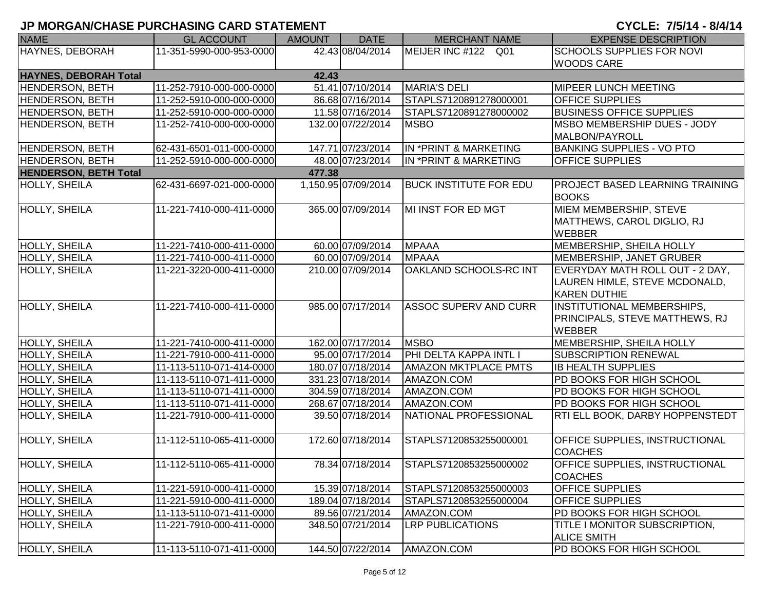# JP MORGAN/CHASE PURCHASING CARD STATEMENT

**CYCLE: 7/5/14 - 8/4/14**

| NAME | GL ACCOUNT | AMOUNT | DATE | MERCHANT NAME | EXPENSE DESCRIPTION |
|---|---|---|---|---|---|
| HAYNES, DEBORAH | 11-351-5990-000-953-0000 | 42.43 | 08/04/2014 | MEIJER INC #122 Q01 | SCHOOLS SUPPLIES FOR NOVI WOODS CARE |
| **HAYNES, DEBORAH Total** | | **42.43** | | | |
| HENDERSON, BETH | 11-252-7910-000-000-0000 | 51.41 | 07/10/2014 | MARIA'S DELI | MIPEER LUNCH MEETING |
| HENDERSON, BETH | 11-252-5910-000-000-0000 | 86.68 | 07/16/2014 | STAPLS7120891278000001 | OFFICE SUPPLIES |
| HENDERSON, BETH | 11-252-5910-000-000-0000 | 11.58 | 07/16/2014 | STAPLS7120891278000002 | BUSINESS OFFICE SUPPLIES |
| HENDERSON, BETH | 11-252-7410-000-000-0000 | 132.00 | 07/22/2014 | MSBO | MSBO MEMBERSHIP DUES - JODY MALBON/PAYROLL |
| HENDERSON, BETH | 62-431-6501-011-000-0000 | 147.71 | 07/23/2014 | IN *PRINT & MARKETING | BANKING SUPPLIES - VO PTO |
| HENDERSON, BETH | 11-252-5910-000-000-0000 | 48.00 | 07/23/2014 | IN *PRINT & MARKETING | OFFICE SUPPLIES |
| **HENDERSON, BETH Total** | | **477.38** | | | |
| HOLLY, SHEILA | 62-431-6697-021-000-0000 | 1,150.95 | 07/09/2014 | BUCK INSTITUTE FOR EDU | PROJECT BASED LEARNING TRAINING BOOKS |
| HOLLY, SHEILA | 11-221-7410-000-411-0000 | 365.00 | 07/09/2014 | MI INST FOR ED MGT | MIEM MEMBERSHIP, STEVE MATTHEWS, CAROL DIGLIO, RJ WEBBER |
| HOLLY, SHEILA | 11-221-7410-000-411-0000 | 60.00 | 07/09/2014 | MPAAA | MEMBERSHIP, SHEILA HOLLY |
| HOLLY, SHEILA | 11-221-7410-000-411-0000 | 60.00 | 07/09/2014 | MPAAA | MEMBERSHIP, JANET GRUBER |
| HOLLY, SHEILA | 11-221-3220-000-411-0000 | 210.00 | 07/09/2014 | OAKLAND SCHOOLS-RC INT | EVERYDAY MATH ROLL OUT - 2 DAY, LAUREN HIMLE, STEVE MCDONALD, KAREN DUTHIE |
| HOLLY, SHEILA | 11-221-7410-000-411-0000 | 985.00 | 07/17/2014 | ASSOC SUPERV AND CURR | INSTITUTIONAL MEMBERSHIPS, PRINCIPALS, STEVE MATTHEWS, RJ WEBBER |
| HOLLY, SHEILA | 11-221-7410-000-411-0000 | 162.00 | 07/17/2014 | MSBO | MEMBERSHIP, SHEILA HOLLY |
| HOLLY, SHEILA | 11-221-7910-000-411-0000 | 95.00 | 07/17/2014 | PHI DELTA KAPPA INTL I | SUBSCRIPTION RENEWAL |
| HOLLY, SHEILA | 11-113-5110-071-414-0000 | 180.07 | 07/18/2014 | AMAZON MKTPLACE PMTS | IB HEALTH SUPPLIES |
| HOLLY, SHEILA | 11-113-5110-071-411-0000 | 331.23 | 07/18/2014 | AMAZON.COM | PD BOOKS FOR HIGH SCHOOL |
| HOLLY, SHEILA | 11-113-5110-071-411-0000 | 304.59 | 07/18/2014 | AMAZON.COM | PD BOOKS FOR HIGH SCHOOL |
| HOLLY, SHEILA | 11-113-5110-071-411-0000 | 268.67 | 07/18/2014 | AMAZON.COM | PD BOOKS FOR HIGH SCHOOL |
| HOLLY, SHEILA | 11-221-7910-000-411-0000 | 39.50 | 07/18/2014 | NATIONAL PROFESSIONAL | RTI ELL BOOK, DARBY HOPPENSTEDT |
| HOLLY, SHEILA | 11-112-5110-065-411-0000 | 172.60 | 07/18/2014 | STAPLS7120853255000001 | OFFICE SUPPLIES, INSTRUCTIONAL COACHES |
| HOLLY, SHEILA | 11-112-5110-065-411-0000 | 78.34 | 07/18/2014 | STAPLS7120853255000002 | OFFICE SUPPLIES, INSTRUCTIONAL COACHES |
| HOLLY, SHEILA | 11-221-5910-000-411-0000 | 15.39 | 07/18/2014 | STAPLS7120853255000003 | OFFICE SUPPLIES |
| HOLLY, SHEILA | 11-221-5910-000-411-0000 | 189.04 | 07/18/2014 | STAPLS7120853255000004 | OFFICE SUPPLIES |
| HOLLY, SHEILA | 11-113-5110-071-411-0000 | 89.56 | 07/21/2014 | AMAZON.COM | PD BOOKS FOR HIGH SCHOOL |
| HOLLY, SHEILA | 11-221-7910-000-411-0000 | 348.50 | 07/21/2014 | LRP PUBLICATIONS | TITLE I MONITOR SUBSCRIPTION, ALICE SMITH |
| HOLLY, SHEILA | 11-113-5110-071-411-0000 | 144.50 | 07/22/2014 | AMAZON.COM | PD BOOKS FOR HIGH SCHOOL |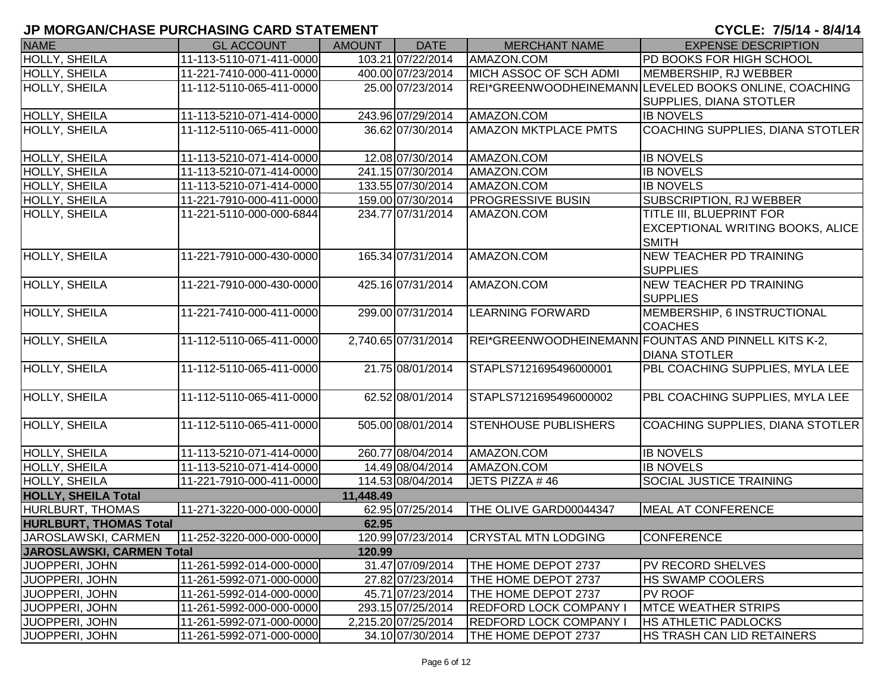## JP MORGAN/CHASE PURCHASING CARD STATEMENT

**CYCLE: 7/5/14 - 8/4/14**

| NAME | GL ACCOUNT | AMOUNT | DATE | MERCHANT NAME | EXPENSE DESCRIPTION |
|---|---|---|---|---|---|
| HOLLY, SHEILA | 11-113-5110-071-411-0000 | 103.21 | 07/22/2014 | AMAZON.COM | PD BOOKS FOR HIGH SCHOOL |
| HOLLY, SHEILA | 11-221-7410-000-411-0000 | 400.00 | 07/23/2014 | MICH ASSOC OF SCH ADMI | MEMBERSHIP, RJ WEBBER |
| HOLLY, SHEILA | 11-112-5110-065-411-0000 | 25.00 | 07/23/2014 | REI*GREENWOODHEINEMANN | LEVELED BOOKS ONLINE, COACHING SUPPLIES, DIANA STOTLER |
| HOLLY, SHEILA | 11-113-5210-071-414-0000 | 243.96 | 07/29/2014 | AMAZON.COM | IB NOVELS |
| HOLLY, SHEILA | 11-112-5110-065-411-0000 | 36.62 | 07/30/2014 | AMAZON MKTPLACE PMTS | COACHING SUPPLIES, DIANA STOTLER |
| HOLLY, SHEILA | 11-113-5210-071-414-0000 | 12.08 | 07/30/2014 | AMAZON.COM | IB NOVELS |
| HOLLY, SHEILA | 11-113-5210-071-414-0000 | 241.15 | 07/30/2014 | AMAZON.COM | IB NOVELS |
| HOLLY, SHEILA | 11-113-5210-071-414-0000 | 133.55 | 07/30/2014 | AMAZON.COM | IB NOVELS |
| HOLLY, SHEILA | 11-221-7910-000-411-0000 | 159.00 | 07/30/2014 | PROGRESSIVE BUSIN | SUBSCRIPTION, RJ WEBBER |
| HOLLY, SHEILA | 11-221-5110-000-000-6844 | 234.77 | 07/31/2014 | AMAZON.COM | TITLE III, BLUEPRINT FOR EXCEPTIONAL WRITING BOOKS, ALICE SMITH |
| HOLLY, SHEILA | 11-221-7910-000-430-0000 | 165.34 | 07/31/2014 | AMAZON.COM | NEW TEACHER PD TRAINING SUPPLIES |
| HOLLY, SHEILA | 11-221-7910-000-430-0000 | 425.16 | 07/31/2014 | AMAZON.COM | NEW TEACHER PD TRAINING SUPPLIES |
| HOLLY, SHEILA | 11-221-7410-000-411-0000 | 299.00 | 07/31/2014 | LEARNING FORWARD | MEMBERSHIP, 6 INSTRUCTIONAL COACHES |
| HOLLY, SHEILA | 11-112-5110-065-411-0000 | 2,740.65 | 07/31/2014 | REI*GREENWOODHEINEMANN | FOUNTAS AND PINNELL KITS K-2, DIANA STOTLER |
| HOLLY, SHEILA | 11-112-5110-065-411-0000 | 21.75 | 08/01/2014 | STAPLS7121695496000001 | PBL COACHING SUPPLIES, MYLA LEE |
| HOLLY, SHEILA | 11-112-5110-065-411-0000 | 62.52 | 08/01/2014 | STAPLS7121695496000002 | PBL COACHING SUPPLIES, MYLA LEE |
| HOLLY, SHEILA | 11-112-5110-065-411-0000 | 505.00 | 08/01/2014 | STENHOUSE PUBLISHERS | COACHING SUPPLIES, DIANA STOTLER |
| HOLLY, SHEILA | 11-113-5210-071-414-0000 | 260.77 | 08/04/2014 | AMAZON.COM | IB NOVELS |
| HOLLY, SHEILA | 11-113-5210-071-414-0000 | 14.49 | 08/04/2014 | AMAZON.COM | IB NOVELS |
| HOLLY, SHEILA | 11-221-7910-000-411-0000 | 114.53 | 08/04/2014 | JETS PIZZA # 46 | SOCIAL JUSTICE TRAINING |
| **HOLLY, SHEILA Total** | | **11,448.49** | | | |
| HURLBURT, THOMAS | 11-271-3220-000-000-0000 | 62.95 | 07/25/2014 | THE OLIVE GARD00044347 | MEAL AT CONFERENCE |
| **HURLBURT, THOMAS Total** | | **62.95** | | | |
| JAROSLAWSKI, CARMEN | 11-252-3220-000-000-0000 | 120.99 | 07/23/2014 | CRYSTAL MTN LODGING | CONFERENCE |
| **JAROSLAWSKI, CARMEN Total** | | **120.99** | | | |
| JUOPPERI, JOHN | 11-261-5992-014-000-0000 | 31.47 | 07/09/2014 | THE HOME DEPOT 2737 | PV RECORD SHELVES |
| JUOPPERI, JOHN | 11-261-5992-071-000-0000 | 27.82 | 07/23/2014 | THE HOME DEPOT 2737 | HS SWAMP COOLERS |
| JUOPPERI, JOHN | 11-261-5992-014-000-0000 | 45.71 | 07/23/2014 | THE HOME DEPOT 2737 | PV ROOF |
| JUOPPERI, JOHN | 11-261-5992-000-000-0000 | 293.15 | 07/25/2014 | REDFORD LOCK COMPANY I | MTCE WEATHER STRIPS |
| JUOPPERI, JOHN | 11-261-5992-071-000-0000 | 2,215.20 | 07/25/2014 | REDFORD LOCK COMPANY I | HS ATHLETIC PADLOCKS |
| JUOPPERI, JOHN | 11-261-5992-071-000-0000 | 34.10 | 07/30/2014 | THE HOME DEPOT 2737 | HS TRASH CAN LID RETAINERS |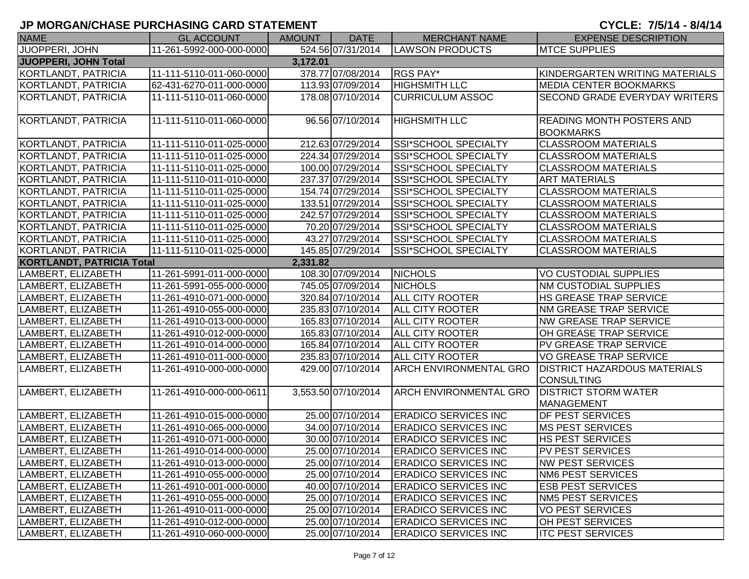# JP MORGAN/CHASE PURCHASING CARD STATEMENT

**CYCLE: 7/5/14 - 8/4/14**

| NAME | GL ACCOUNT | AMOUNT | DATE | MERCHANT NAME | EXPENSE DESCRIPTION |
|---|---|---|---|---|---|
| JUOPPERI, JOHN | 11-261-5992-000-000-0000 | 524.56 | 07/31/2014 | LAWSON PRODUCTS | MTCE SUPPLIES |
| **JUOPPERI, JOHN Total** | | **3,172.01** | | | |
| KORTLANDT, PATRICIA | 11-111-5110-011-060-0000 | 378.77 | 07/08/2014 | RGS PAY* | KINDERGARTEN WRITING MATERIALS |
| KORTLANDT, PATRICIA | 62-431-6270-011-000-0000 | 113.93 | 07/09/2014 | HIGHSMITH LLC | MEDIA CENTER BOOKMARKS |
| KORTLANDT, PATRICIA | 11-111-5110-011-060-0000 | 178.08 | 07/10/2014 | CURRICULUM ASSOC | SECOND GRADE EVERYDAY WRITERS |
| KORTLANDT, PATRICIA | 11-111-5110-011-060-0000 | 96.56 | 07/10/2014 | HIGHSMITH LLC | READING MONTH POSTERS AND BOOKMARKS |
| KORTLANDT, PATRICIA | 11-111-5110-011-025-0000 | 212.63 | 07/29/2014 | SSI*SCHOOL SPECIALTY | CLASSROOM MATERIALS |
| KORTLANDT, PATRICIA | 11-111-5110-011-025-0000 | 224.34 | 07/29/2014 | SSI*SCHOOL SPECIALTY | CLASSROOM MATERIALS |
| KORTLANDT, PATRICIA | 11-111-5110-011-025-0000 | 100.00 | 07/29/2014 | SSI*SCHOOL SPECIALTY | CLASSROOM MATERIALS |
| KORTLANDT, PATRICIA | 11-111-5110-011-010-0000 | 237.37 | 07/29/2014 | SSI*SCHOOL SPECIALTY | ART MATERIALS |
| KORTLANDT, PATRICIA | 11-111-5110-011-025-0000 | 154.74 | 07/29/2014 | SSI*SCHOOL SPECIALTY | CLASSROOM MATERIALS |
| KORTLANDT, PATRICIA | 11-111-5110-011-025-0000 | 133.51 | 07/29/2014 | SSI*SCHOOL SPECIALTY | CLASSROOM MATERIALS |
| KORTLANDT, PATRICIA | 11-111-5110-011-025-0000 | 242.57 | 07/29/2014 | SSI*SCHOOL SPECIALTY | CLASSROOM MATERIALS |
| KORTLANDT, PATRICIA | 11-111-5110-011-025-0000 | 70.20 | 07/29/2014 | SSI*SCHOOL SPECIALTY | CLASSROOM MATERIALS |
| KORTLANDT, PATRICIA | 11-111-5110-011-025-0000 | 43.27 | 07/29/2014 | SSI*SCHOOL SPECIALTY | CLASSROOM MATERIALS |
| KORTLANDT, PATRICIA | 11-111-5110-011-025-0000 | 145.85 | 07/29/2014 | SSI*SCHOOL SPECIALTY | CLASSROOM MATERIALS |
| **KORTLANDT, PATRICIA Total** | | **2,331.82** | | | |
| LAMBERT, ELIZABETH | 11-261-5991-011-000-0000 | 108.30 | 07/09/2014 | NICHOLS | VO CUSTODIAL SUPPLIES |
| LAMBERT, ELIZABETH | 11-261-5991-055-000-0000 | 745.05 | 07/09/2014 | NICHOLS | NM CUSTODIAL SUPPLIES |
| LAMBERT, ELIZABETH | 11-261-4910-071-000-0000 | 320.84 | 07/10/2014 | ALL CITY ROOTER | HS GREASE TRAP SERVICE |
| LAMBERT, ELIZABETH | 11-261-4910-055-000-0000 | 235.83 | 07/10/2014 | ALL CITY ROOTER | NM GREASE TRAP SERVICE |
| LAMBERT, ELIZABETH | 11-261-4910-013-000-0000 | 165.83 | 07/10/2014 | ALL CITY ROOTER | NW GREASE TRAP SERVICE |
| LAMBERT, ELIZABETH | 11-261-4910-012-000-0000 | 165.83 | 07/10/2014 | ALL CITY ROOTER | OH GREASE TRAP SERVICE |
| LAMBERT, ELIZABETH | 11-261-4910-014-000-0000 | 165.84 | 07/10/2014 | ALL CITY ROOTER | PV GREASE TRAP SERVICE |
| LAMBERT, ELIZABETH | 11-261-4910-011-000-0000 | 235.83 | 07/10/2014 | ALL CITY ROOTER | VO GREASE TRAP SERVICE |
| LAMBERT, ELIZABETH | 11-261-4910-000-000-0000 | 429.00 | 07/10/2014 | ARCH ENVIRONMENTAL GRO | DISTRICT HAZARDOUS MATERIALS CONSULTING |
| LAMBERT, ELIZABETH | 11-261-4910-000-000-0611 | 3,553.50 | 07/10/2014 | ARCH ENVIRONMENTAL GRO | DISTRICT STORM WATER MANAGEMENT |
| LAMBERT, ELIZABETH | 11-261-4910-015-000-0000 | 25.00 | 07/10/2014 | ERADICO SERVICES INC | DF PEST SERVICES |
| LAMBERT, ELIZABETH | 11-261-4910-065-000-0000 | 34.00 | 07/10/2014 | ERADICO SERVICES INC | MS PEST SERVICES |
| LAMBERT, ELIZABETH | 11-261-4910-071-000-0000 | 30.00 | 07/10/2014 | ERADICO SERVICES INC | HS PEST SERVICES |
| LAMBERT, ELIZABETH | 11-261-4910-014-000-0000 | 25.00 | 07/10/2014 | ERADICO SERVICES INC | PV PEST SERVICES |
| LAMBERT, ELIZABETH | 11-261-4910-013-000-0000 | 25.00 | 07/10/2014 | ERADICO SERVICES INC | NW PEST SERVICES |
| LAMBERT, ELIZABETH | 11-261-4910-055-000-0000 | 25.00 | 07/10/2014 | ERADICO SERVICES INC | NM6 PEST SERVICES |
| LAMBERT, ELIZABETH | 11-261-4910-001-000-0000 | 40.00 | 07/10/2014 | ERADICO SERVICES INC | ESB PEST SERVICES |
| LAMBERT, ELIZABETH | 11-261-4910-055-000-0000 | 25.00 | 07/10/2014 | ERADICO SERVICES INC | NM5 PEST SERVICES |
| LAMBERT, ELIZABETH | 11-261-4910-011-000-0000 | 25.00 | 07/10/2014 | ERADICO SERVICES INC | VO PEST SERVICES |
| LAMBERT, ELIZABETH | 11-261-4910-012-000-0000 | 25.00 | 07/10/2014 | ERADICO SERVICES INC | OH PEST SERVICES |
| LAMBERT, ELIZABETH | 11-261-4910-060-000-0000 | 25.00 | 07/10/2014 | ERADICO SERVICES INC | ITC PEST SERVICES |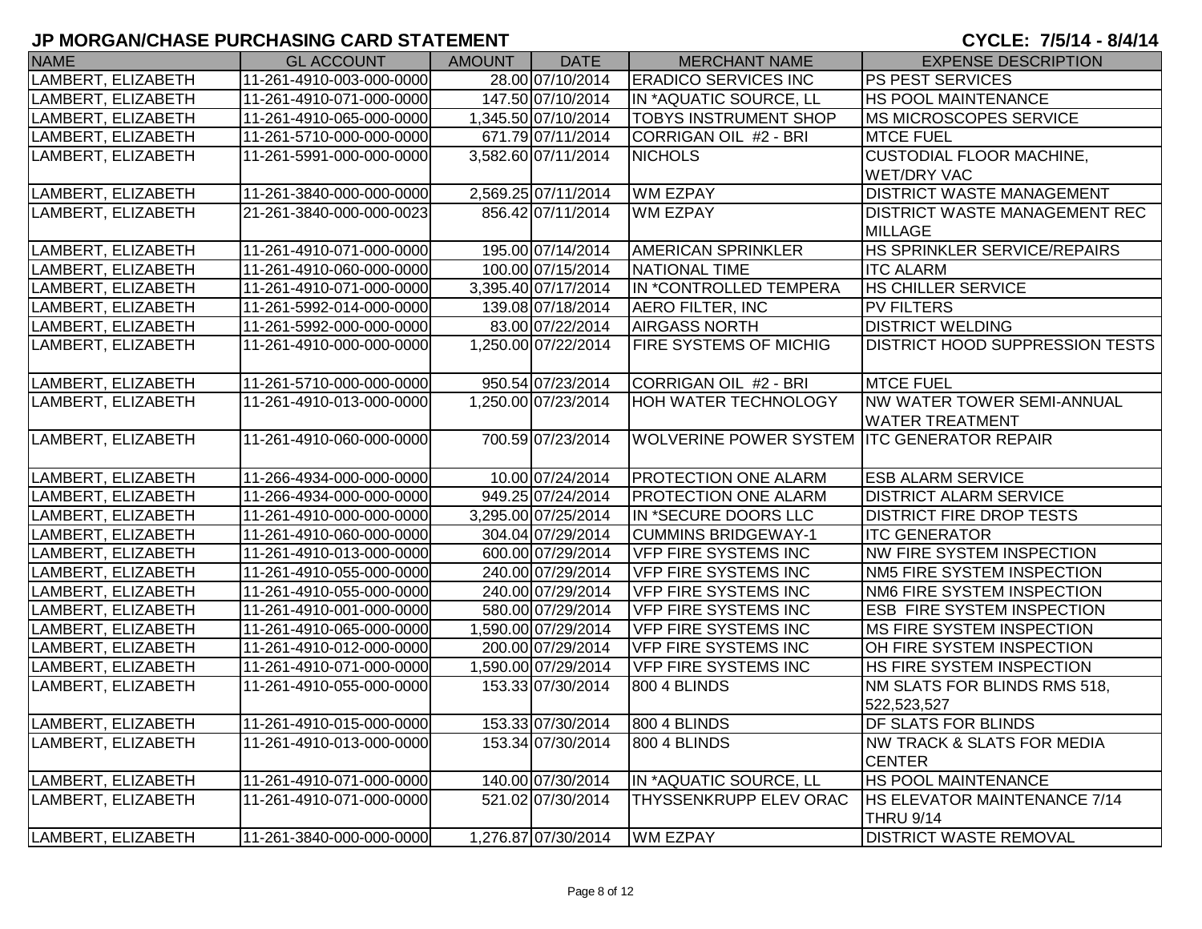# JP MORGAN/CHASE PURCHASING CARD STATEMENT

**CYCLE: 7/5/14 - 8/4/14**

| NAME | GL ACCOUNT | AMOUNT | DATE | MERCHANT NAME | EXPENSE DESCRIPTION |
|---|---|---|---|---|---|
| LAMBERT, ELIZABETH | 11-261-4910-003-000-0000 | 28.00 | 07/10/2014 | ERADICO SERVICES INC | PS PEST SERVICES |
| LAMBERT, ELIZABETH | 11-261-4910-071-000-0000 | 147.50 | 07/10/2014 | IN *AQUATIC SOURCE, LL | HS POOL MAINTENANCE |
| LAMBERT, ELIZABETH | 11-261-4910-065-000-0000 | 1,345.50 | 07/10/2014 | TOBYS INSTRUMENT SHOP | MS MICROSCOPES SERVICE |
| LAMBERT, ELIZABETH | 11-261-5710-000-000-0000 | 671.79 | 07/11/2014 | CORRIGAN OIL #2 - BRI | MTCE FUEL |
| LAMBERT, ELIZABETH | 11-261-5991-000-000-0000 | 3,582.60 | 07/11/2014 | NICHOLS | CUSTODIAL FLOOR MACHINE, WET/DRY VAC |
| LAMBERT, ELIZABETH | 11-261-3840-000-000-0000 | 2,569.25 | 07/11/2014 | WM EZPAY | DISTRICT WASTE MANAGEMENT |
| LAMBERT, ELIZABETH | 21-261-3840-000-000-0023 | 856.42 | 07/11/2014 | WM EZPAY | DISTRICT WASTE MANAGEMENT REC MILLAGE |
| LAMBERT, ELIZABETH | 11-261-4910-071-000-0000 | 195.00 | 07/14/2014 | AMERICAN SPRINKLER | HS SPRINKLER SERVICE/REPAIRS |
| LAMBERT, ELIZABETH | 11-261-4910-060-000-0000 | 100.00 | 07/15/2014 | NATIONAL TIME | ITC ALARM |
| LAMBERT, ELIZABETH | 11-261-4910-071-000-0000 | 3,395.40 | 07/17/2014 | IN *CONTROLLED TEMPERA | HS CHILLER SERVICE |
| LAMBERT, ELIZABETH | 11-261-5992-014-000-0000 | 139.08 | 07/18/2014 | AERO FILTER, INC | PV FILTERS |
| LAMBERT, ELIZABETH | 11-261-5992-000-000-0000 | 83.00 | 07/22/2014 | AIRGASS NORTH | DISTRICT WELDING |
| LAMBERT, ELIZABETH | 11-261-4910-000-000-0000 | 1,250.00 | 07/22/2014 | FIRE SYSTEMS OF MICHIG | DISTRICT HOOD SUPPRESSION TESTS |
| LAMBERT, ELIZABETH | 11-261-5710-000-000-0000 | 950.54 | 07/23/2014 | CORRIGAN OIL #2 - BRI | MTCE FUEL |
| LAMBERT, ELIZABETH | 11-261-4910-013-000-0000 | 1,250.00 | 07/23/2014 | HOH WATER TECHNOLOGY | NW WATER TOWER SEMI-ANNUAL WATER TREATMENT |
| LAMBERT, ELIZABETH | 11-261-4910-060-000-0000 | 700.59 | 07/23/2014 | WOLVERINE POWER SYSTEM | ITC GENERATOR REPAIR |
| LAMBERT, ELIZABETH | 11-266-4934-000-000-0000 | 10.00 | 07/24/2014 | PROTECTION ONE ALARM | ESB ALARM SERVICE |
| LAMBERT, ELIZABETH | 11-266-4934-000-000-0000 | 949.25 | 07/24/2014 | PROTECTION ONE ALARM | DISTRICT ALARM SERVICE |
| LAMBERT, ELIZABETH | 11-261-4910-000-000-0000 | 3,295.00 | 07/25/2014 | IN *SECURE DOORS LLC | DISTRICT FIRE DROP TESTS |
| LAMBERT, ELIZABETH | 11-261-4910-060-000-0000 | 304.04 | 07/29/2014 | CUMMINS BRIDGEWAY-1 | ITC GENERATOR |
| LAMBERT, ELIZABETH | 11-261-4910-013-000-0000 | 600.00 | 07/29/2014 | VFP FIRE SYSTEMS INC | NW FIRE SYSTEM INSPECTION |
| LAMBERT, ELIZABETH | 11-261-4910-055-000-0000 | 240.00 | 07/29/2014 | VFP FIRE SYSTEMS INC | NM5 FIRE SYSTEM INSPECTION |
| LAMBERT, ELIZABETH | 11-261-4910-055-000-0000 | 240.00 | 07/29/2014 | VFP FIRE SYSTEMS INC | NM6 FIRE SYSTEM INSPECTION |
| LAMBERT, ELIZABETH | 11-261-4910-001-000-0000 | 580.00 | 07/29/2014 | VFP FIRE SYSTEMS INC | ESB FIRE SYSTEM INSPECTION |
| LAMBERT, ELIZABETH | 11-261-4910-065-000-0000 | 1,590.00 | 07/29/2014 | VFP FIRE SYSTEMS INC | MS FIRE SYSTEM INSPECTION |
| LAMBERT, ELIZABETH | 11-261-4910-012-000-0000 | 200.00 | 07/29/2014 | VFP FIRE SYSTEMS INC | OH FIRE SYSTEM INSPECTION |
| LAMBERT, ELIZABETH | 11-261-4910-071-000-0000 | 1,590.00 | 07/29/2014 | VFP FIRE SYSTEMS INC | HS FIRE SYSTEM INSPECTION |
| LAMBERT, ELIZABETH | 11-261-4910-055-000-0000 | 153.33 | 07/30/2014 | 800 4 BLINDS | NM SLATS FOR BLINDS RMS 518, 522,523,527 |
| LAMBERT, ELIZABETH | 11-261-4910-015-000-0000 | 153.33 | 07/30/2014 | 800 4 BLINDS | DF SLATS FOR BLINDS |
| LAMBERT, ELIZABETH | 11-261-4910-013-000-0000 | 153.34 | 07/30/2014 | 800 4 BLINDS | NW TRACK & SLATS FOR MEDIA CENTER |
| LAMBERT, ELIZABETH | 11-261-4910-071-000-0000 | 140.00 | 07/30/2014 | IN *AQUATIC SOURCE, LL | HS POOL MAINTENANCE |
| LAMBERT, ELIZABETH | 11-261-4910-071-000-0000 | 521.02 | 07/30/2014 | THYSSENKRUPP ELEV ORAC | HS ELEVATOR MAINTENANCE 7/14 THRU 9/14 |
| LAMBERT, ELIZABETH | 11-261-3840-000-000-0000 | 1,276.87 | 07/30/2014 | WM EZPAY | DISTRICT WASTE REMOVAL |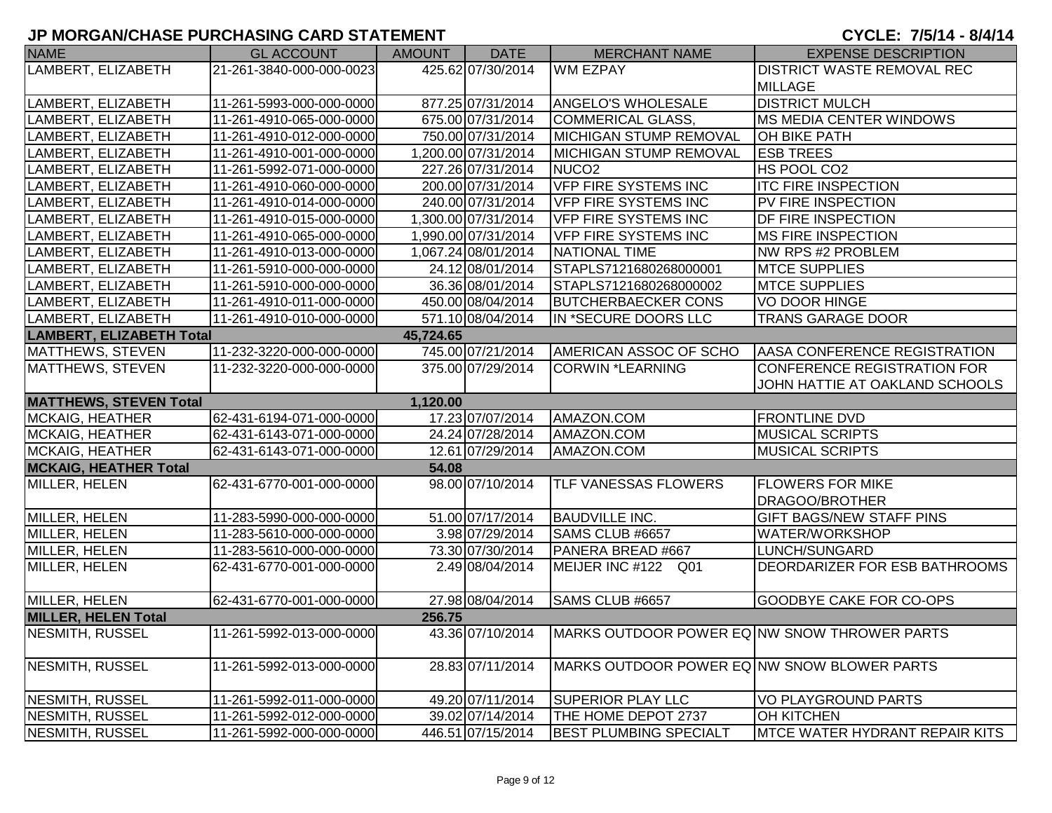# JP MORGAN/CHASE PURCHASING CARD STATEMENT

**CYCLE: 7/5/14 - 8/4/14**

| NAME | GL ACCOUNT | AMOUNT | DATE | MERCHANT NAME | EXPENSE DESCRIPTION |
|---|---|---|---|---|---|
| LAMBERT, ELIZABETH | 21-261-3840-000-000-0023 | 425.62 | 07/30/2014 | WM EZPAY | DISTRICT WASTE REMOVAL REC MILLAGE |
| LAMBERT, ELIZABETH | 11-261-5993-000-000-0000 | 877.25 | 07/31/2014 | ANGELO'S WHOLESALE | DISTRICT MULCH |
| LAMBERT, ELIZABETH | 11-261-4910-065-000-0000 | 675.00 | 07/31/2014 | COMMERICAL GLASS, | MS MEDIA CENTER WINDOWS |
| LAMBERT, ELIZABETH | 11-261-4910-012-000-0000 | 750.00 | 07/31/2014 | MICHIGAN STUMP REMOVAL | OH BIKE PATH |
| LAMBERT, ELIZABETH | 11-261-4910-001-000-0000 | 1,200.00 | 07/31/2014 | MICHIGAN STUMP REMOVAL | ESB TREES |
| LAMBERT, ELIZABETH | 11-261-5992-071-000-0000 | 227.26 | 07/31/2014 | NUCO2 | HS POOL CO2 |
| LAMBERT, ELIZABETH | 11-261-4910-060-000-0000 | 200.00 | 07/31/2014 | VFP FIRE SYSTEMS INC | ITC FIRE INSPECTION |
| LAMBERT, ELIZABETH | 11-261-4910-014-000-0000 | 240.00 | 07/31/2014 | VFP FIRE SYSTEMS INC | PV FIRE INSPECTION |
| LAMBERT, ELIZABETH | 11-261-4910-015-000-0000 | 1,300.00 | 07/31/2014 | VFP FIRE SYSTEMS INC | DF FIRE INSPECTION |
| LAMBERT, ELIZABETH | 11-261-4910-065-000-0000 | 1,990.00 | 07/31/2014 | VFP FIRE SYSTEMS INC | MS FIRE INSPECTION |
| LAMBERT, ELIZABETH | 11-261-4910-013-000-0000 | 1,067.24 | 08/01/2014 | NATIONAL TIME | NW RPS #2 PROBLEM |
| LAMBERT, ELIZABETH | 11-261-5910-000-000-0000 | 24.12 | 08/01/2014 | STAPLS7121680268000001 | MTCE SUPPLIES |
| LAMBERT, ELIZABETH | 11-261-5910-000-000-0000 | 36.36 | 08/01/2014 | STAPLS7121680268000002 | MTCE SUPPLIES |
| LAMBERT, ELIZABETH | 11-261-4910-011-000-0000 | 450.00 | 08/04/2014 | BUTCHERBAECKER CONS | VO DOOR HINGE |
| LAMBERT, ELIZABETH | 11-261-4910-010-000-0000 | 571.10 | 08/04/2014 | IN *SECURE DOORS LLC | TRANS GARAGE DOOR |
| **LAMBERT, ELIZABETH Total** | | **45,724.65** | | | |
| MATTHEWS, STEVEN | 11-232-3220-000-000-0000 | 745.00 | 07/21/2014 | AMERICAN ASSOC OF SCHO | AASA CONFERENCE REGISTRATION |
| MATTHEWS, STEVEN | 11-232-3220-000-000-0000 | 375.00 | 07/29/2014 | CORWIN *LEARNING | CONFERENCE REGISTRATION FOR JOHN HATTIE AT OAKLAND SCHOOLS |
| **MATTHEWS, STEVEN Total** | | **1,120.00** | | | |
| MCKAIG, HEATHER | 62-431-6194-071-000-0000 | 17.23 | 07/07/2014 | AMAZON.COM | FRONTLINE DVD |
| MCKAIG, HEATHER | 62-431-6143-071-000-0000 | 24.24 | 07/28/2014 | AMAZON.COM | MUSICAL SCRIPTS |
| MCKAIG, HEATHER | 62-431-6143-071-000-0000 | 12.61 | 07/29/2014 | AMAZON.COM | MUSICAL SCRIPTS |
| **MCKAIG, HEATHER Total** | | **54.08** | | | |
| MILLER, HELEN | 62-431-6770-001-000-0000 | 98.00 | 07/10/2014 | TLF VANESSAS FLOWERS | FLOWERS FOR MIKE DRAGOO/BROTHER |
| MILLER, HELEN | 11-283-5990-000-000-0000 | 51.00 | 07/17/2014 | BAUDVILLE INC. | GIFT BAGS/NEW STAFF PINS |
| MILLER, HELEN | 11-283-5610-000-000-0000 | 3.98 | 07/29/2014 | SAMS CLUB #6657 | WATER/WORKSHOP |
| MILLER, HELEN | 11-283-5610-000-000-0000 | 73.30 | 07/30/2014 | PANERA BREAD #667 | LUNCH/SUNGARD |
| MILLER, HELEN | 62-431-6770-001-000-0000 | 2.49 | 08/04/2014 | MEIJER INC #122 Q01 | DEORDARIZER FOR ESB BATHROOMS |
| MILLER, HELEN | 62-431-6770-001-000-0000 | 27.98 | 08/04/2014 | SAMS CLUB #6657 | GOODBYE CAKE FOR CO-OPS |
| **MILLER, HELEN Total** | | **256.75** | | | |
| NESMITH, RUSSEL | 11-261-5992-013-000-0000 | 43.36 | 07/10/2014 | MARKS OUTDOOR POWER EQ | NW SNOW THROWER PARTS |
| NESMITH, RUSSEL | 11-261-5992-013-000-0000 | 28.83 | 07/11/2014 | MARKS OUTDOOR POWER EQ | NW SNOW BLOWER PARTS |
| NESMITH, RUSSEL | 11-261-5992-011-000-0000 | 49.20 | 07/11/2014 | SUPERIOR PLAY LLC | VO PLAYGROUND PARTS |
| NESMITH, RUSSEL | 11-261-5992-012-000-0000 | 39.02 | 07/14/2014 | THE HOME DEPOT 2737 | OH KITCHEN |
| NESMITH, RUSSEL | 11-261-5992-000-000-0000 | 446.51 | 07/15/2014 | BEST PLUMBING SPECIALT | MTCE WATER HYDRANT REPAIR KITS |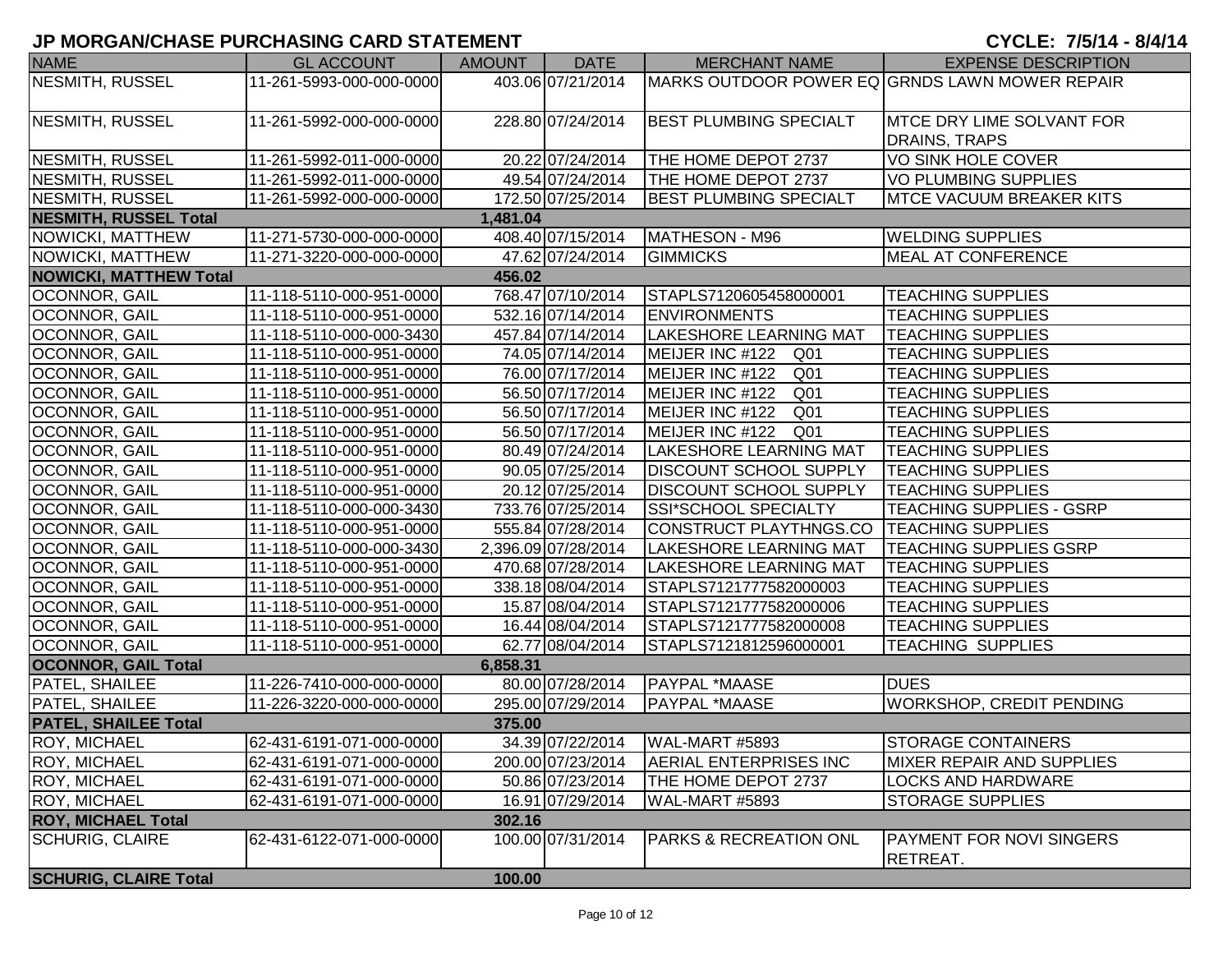## JP MORGAN/CHASE PURCHASING CARD STATEMENT

**CYCLE: 7/5/14 - 8/4/14**

| NAME | GL ACCOUNT | AMOUNT | DATE | MERCHANT NAME | EXPENSE DESCRIPTION |
|---|---|---|---|---|---|
| NESMITH, RUSSEL | 11-261-5993-000-000-0000 | 403.06 | 07/21/2014 | MARKS OUTDOOR POWER EQ | GRNDS LAWN MOWER REPAIR |
| NESMITH, RUSSEL | 11-261-5992-000-000-0000 | 228.80 | 07/24/2014 | BEST PLUMBING SPECIALT | MTCE DRY LIME SOLVANT FOR DRAINS, TRAPS |
| NESMITH, RUSSEL | 11-261-5992-011-000-0000 | 20.22 | 07/24/2014 | THE HOME DEPOT 2737 | VO SINK HOLE COVER |
| NESMITH, RUSSEL | 11-261-5992-011-000-0000 | 49.54 | 07/24/2014 | THE HOME DEPOT 2737 | VO PLUMBING SUPPLIES |
| NESMITH, RUSSEL | 11-261-5992-000-000-0000 | 172.50 | 07/25/2014 | BEST PLUMBING SPECIALT | MTCE VACUUM BREAKER KITS |
| **NESMITH, RUSSEL Total** | | **1,481.04** | | | |
| NOWICKI, MATTHEW | 11-271-5730-000-000-0000 | 408.40 | 07/15/2014 | MATHESON - M96 | WELDING SUPPLIES |
| NOWICKI, MATTHEW | 11-271-3220-000-000-0000 | 47.62 | 07/24/2014 | GIMMICKS | MEAL AT CONFERENCE |
| **NOWICKI, MATTHEW Total** | | **456.02** | | | |
| OCONNOR, GAIL | 11-118-5110-000-951-0000 | 768.47 | 07/10/2014 | STAPLS7120605458000001 | TEACHING SUPPLIES |
| OCONNOR, GAIL | 11-118-5110-000-951-0000 | 532.16 | 07/14/2014 | ENVIRONMENTS | TEACHING SUPPLIES |
| OCONNOR, GAIL | 11-118-5110-000-000-3430 | 457.84 | 07/14/2014 | LAKESHORE LEARNING MAT | TEACHING SUPPLIES |
| OCONNOR, GAIL | 11-118-5110-000-951-0000 | 74.05 | 07/14/2014 | MEIJER INC #122 Q01 | TEACHING SUPPLIES |
| OCONNOR, GAIL | 11-118-5110-000-951-0000 | 76.00 | 07/17/2014 | MEIJER INC #122 Q01 | TEACHING SUPPLIES |
| OCONNOR, GAIL | 11-118-5110-000-951-0000 | 56.50 | 07/17/2014 | MEIJER INC #122 Q01 | TEACHING SUPPLIES |
| OCONNOR, GAIL | 11-118-5110-000-951-0000 | 56.50 | 07/17/2014 | MEIJER INC #122 Q01 | TEACHING SUPPLIES |
| OCONNOR, GAIL | 11-118-5110-000-951-0000 | 56.50 | 07/17/2014 | MEIJER INC #122 Q01 | TEACHING SUPPLIES |
| OCONNOR, GAIL | 11-118-5110-000-951-0000 | 80.49 | 07/24/2014 | LAKESHORE LEARNING MAT | TEACHING SUPPLIES |
| OCONNOR, GAIL | 11-118-5110-000-951-0000 | 90.05 | 07/25/2014 | DISCOUNT SCHOOL SUPPLY | TEACHING SUPPLIES |
| OCONNOR, GAIL | 11-118-5110-000-951-0000 | 20.12 | 07/25/2014 | DISCOUNT SCHOOL SUPPLY | TEACHING SUPPLIES |
| OCONNOR, GAIL | 11-118-5110-000-000-3430 | 733.76 | 07/25/2014 | SSI*SCHOOL SPECIALTY | TEACHING SUPPLIES - GSRP |
| OCONNOR, GAIL | 11-118-5110-000-951-0000 | 555.84 | 07/28/2014 | CONSTRUCT PLAYTHNGS.CO | TEACHING SUPPLIES |
| OCONNOR, GAIL | 11-118-5110-000-000-3430 | 2,396.09 | 07/28/2014 | LAKESHORE LEARNING MAT | TEACHING SUPPLIES GSRP |
| OCONNOR, GAIL | 11-118-5110-000-951-0000 | 470.68 | 07/28/2014 | LAKESHORE LEARNING MAT | TEACHING SUPPLIES |
| OCONNOR, GAIL | 11-118-5110-000-951-0000 | 338.18 | 08/04/2014 | STAPLS7121777582000003 | TEACHING SUPPLIES |
| OCONNOR, GAIL | 11-118-5110-000-951-0000 | 15.87 | 08/04/2014 | STAPLS7121777582000006 | TEACHING SUPPLIES |
| OCONNOR, GAIL | 11-118-5110-000-951-0000 | 16.44 | 08/04/2014 | STAPLS7121777582000008 | TEACHING SUPPLIES |
| OCONNOR, GAIL | 11-118-5110-000-951-0000 | 62.77 | 08/04/2014 | STAPLS7121812596000001 | TEACHING SUPPLIES |
| **OCONNOR, GAIL Total** | | **6,858.31** | | | |
| PATEL, SHAILEE | 11-226-7410-000-000-0000 | 80.00 | 07/28/2014 | PAYPAL *MAASE | DUES |
| PATEL, SHAILEE | 11-226-3220-000-000-0000 | 295.00 | 07/29/2014 | PAYPAL *MAASE | WORKSHOP, CREDIT PENDING |
| **PATEL, SHAILEE Total** | | **375.00** | | | |
| ROY, MICHAEL | 62-431-6191-071-000-0000 | 34.39 | 07/22/2014 | WAL-MART #5893 | STORAGE CONTAINERS |
| ROY, MICHAEL | 62-431-6191-071-000-0000 | 200.00 | 07/23/2014 | AERIAL ENTERPRISES INC | MIXER REPAIR AND SUPPLIES |
| ROY, MICHAEL | 62-431-6191-071-000-0000 | 50.86 | 07/23/2014 | THE HOME DEPOT 2737 | LOCKS AND HARDWARE |
| ROY, MICHAEL | 62-431-6191-071-000-0000 | 16.91 | 07/29/2014 | WAL-MART #5893 | STORAGE SUPPLIES |
| **ROY, MICHAEL Total** | | **302.16** | | | |
| SCHURIG, CLAIRE | 62-431-6122-071-000-0000 | 100.00 | 07/31/2014 | PARKS & RECREATION ONL | PAYMENT FOR NOVI SINGERS RETREAT. |
| **SCHURIG, CLAIRE Total** | | **100.00** | | | |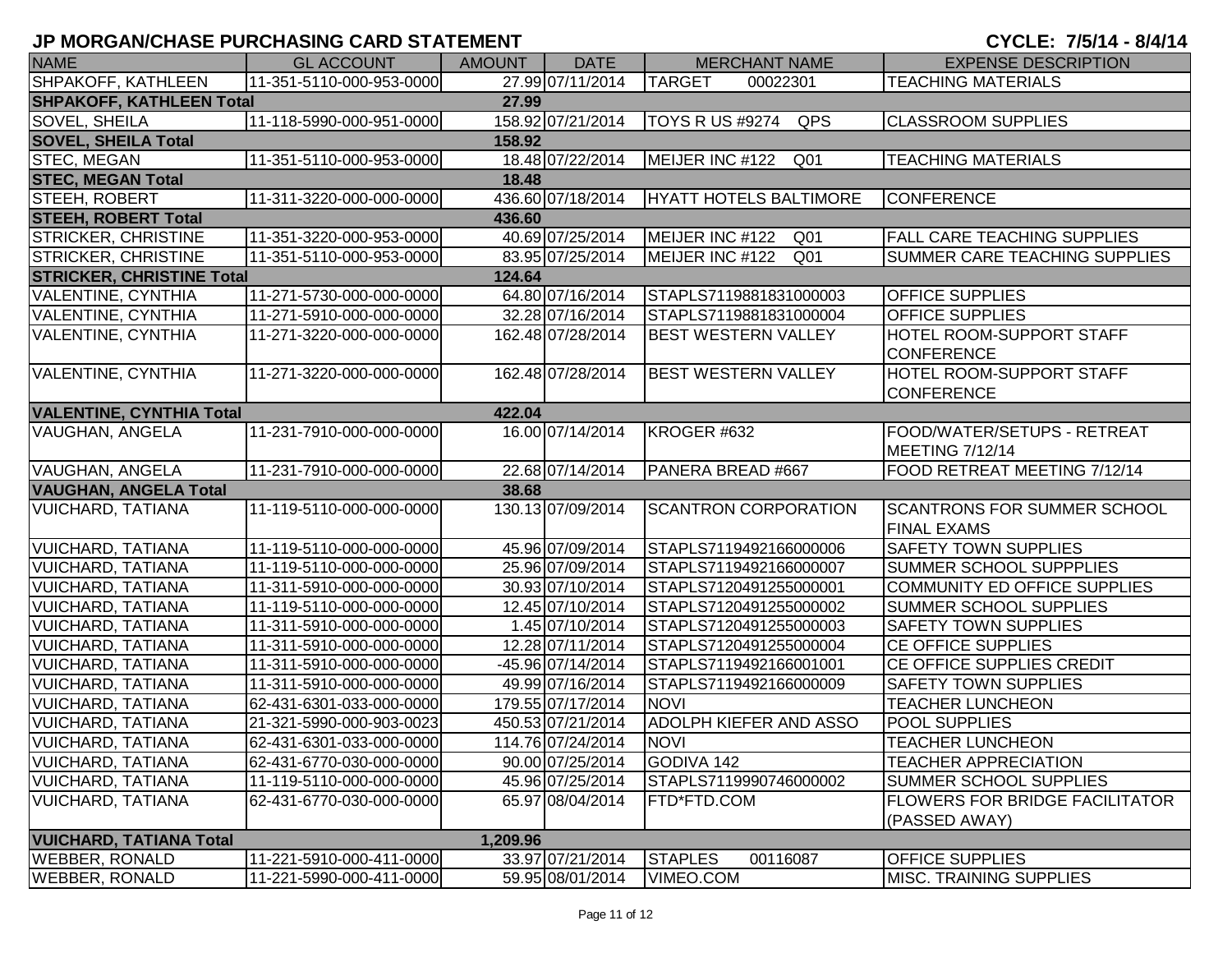# JP MORGAN/CHASE PURCHASING CARD STATEMENT

**CYCLE: 7/5/14 - 8/4/14**

| NAME | GL ACCOUNT | AMOUNT | DATE | MERCHANT NAME | EXPENSE DESCRIPTION |
|---|---|---|---|---|---|
| SHPAKOFF, KATHLEEN | 11-351-5110-000-953-0000 | 27.99 | 07/11/2014 | TARGET 00022301 | TEACHING MATERIALS |
| **SHPAKOFF, KATHLEEN Total** | | **27.99** | | | |
| SOVEL, SHEILA | 11-118-5990-000-951-0000 | 158.92 | 07/21/2014 | TOYS R US #9274 QPS | CLASSROOM SUPPLIES |
| **SOVEL, SHEILA Total** | | **158.92** | | | |
| STEC, MEGAN | 11-351-5110-000-953-0000 | 18.48 | 07/22/2014 | MEIJER INC #122 Q01 | TEACHING MATERIALS |
| **STEC, MEGAN Total** | | **18.48** | | | |
| STEEH, ROBERT | 11-311-3220-000-000-0000 | 436.60 | 07/18/2014 | HYATT HOTELS BALTIMORE | CONFERENCE |
| **STEEH, ROBERT Total** | | **436.60** | | | |
| STRICKER, CHRISTINE | 11-351-3220-000-953-0000 | 40.69 | 07/25/2014 | MEIJER INC #122 Q01 | FALL CARE TEACHING SUPPLIES |
| STRICKER, CHRISTINE | 11-351-5110-000-953-0000 | 83.95 | 07/25/2014 | MEIJER INC #122 Q01 | SUMMER CARE TEACHING SUPPLIES |
| **STRICKER, CHRISTINE Total** | | **124.64** | | | |
| VALENTINE, CYNTHIA | 11-271-5730-000-000-0000 | 64.80 | 07/16/2014 | STAPLS7119881831000003 | OFFICE SUPPLIES |
| VALENTINE, CYNTHIA | 11-271-5910-000-000-0000 | 32.28 | 07/16/2014 | STAPLS7119881831000004 | OFFICE SUPPLIES |
| VALENTINE, CYNTHIA | 11-271-3220-000-000-0000 | 162.48 | 07/28/2014 | BEST WESTERN VALLEY | HOTEL ROOM-SUPPORT STAFF CONFERENCE |
| VALENTINE, CYNTHIA | 11-271-3220-000-000-0000 | 162.48 | 07/28/2014 | BEST WESTERN VALLEY | HOTEL ROOM-SUPPORT STAFF CONFERENCE |
| **VALENTINE, CYNTHIA Total** | | **422.04** | | | |
| VAUGHAN, ANGELA | 11-231-7910-000-000-0000 | 16.00 | 07/14/2014 | KROGER #632 | FOOD/WATER/SETUPS - RETREAT MEETING 7/12/14 |
| VAUGHAN, ANGELA | 11-231-7910-000-000-0000 | 22.68 | 07/14/2014 | PANERA BREAD #667 | FOOD RETREAT MEETING 7/12/14 |
| **VAUGHAN, ANGELA Total** | | **38.68** | | | |
| VUICHARD, TATIANA | 11-119-5110-000-000-0000 | 130.13 | 07/09/2014 | SCANTRON CORPORATION | SCANTRONS FOR SUMMER SCHOOL FINAL EXAMS |
| VUICHARD, TATIANA | 11-119-5110-000-000-0000 | 45.96 | 07/09/2014 | STAPLS7119492166000006 | SAFETY TOWN SUPPLIES |
| VUICHARD, TATIANA | 11-119-5110-000-000-0000 | 25.96 | 07/09/2014 | STAPLS7119492166000007 | SUMMER SCHOOL SUPPPLIES |
| VUICHARD, TATIANA | 11-311-5910-000-000-0000 | 30.93 | 07/10/2014 | STAPLS7120491255000001 | COMMUNITY ED OFFICE SUPPLIES |
| VUICHARD, TATIANA | 11-119-5110-000-000-0000 | 12.45 | 07/10/2014 | STAPLS7120491255000002 | SUMMER SCHOOL SUPPLIES |
| VUICHARD, TATIANA | 11-311-5910-000-000-0000 | 1.45 | 07/10/2014 | STAPLS7120491255000003 | SAFETY TOWN SUPPLIES |
| VUICHARD, TATIANA | 11-311-5910-000-000-0000 | 12.28 | 07/11/2014 | STAPLS7120491255000004 | CE OFFICE SUPPLIES |
| VUICHARD, TATIANA | 11-311-5910-000-000-0000 | -45.96 | 07/14/2014 | STAPLS7119492166001001 | CE OFFICE SUPPLIES CREDIT |
| VUICHARD, TATIANA | 11-311-5910-000-000-0000 | 49.99 | 07/16/2014 | STAPLS7119492166000009 | SAFETY TOWN SUPPLIES |
| VUICHARD, TATIANA | 62-431-6301-033-000-0000 | 179.55 | 07/17/2014 | NOVI | TEACHER LUNCHEON |
| VUICHARD, TATIANA | 21-321-5990-000-903-0023 | 450.53 | 07/21/2014 | ADOLPH KIEFER AND ASSO | POOL SUPPLIES |
| VUICHARD, TATIANA | 62-431-6301-033-000-0000 | 114.76 | 07/24/2014 | NOVI | TEACHER LUNCHEON |
| VUICHARD, TATIANA | 62-431-6770-030-000-0000 | 90.00 | 07/25/2014 | GODIVA 142 | TEACHER APPRECIATION |
| VUICHARD, TATIANA | 11-119-5110-000-000-0000 | 45.96 | 07/25/2014 | STAPLS7119990746000002 | SUMMER SCHOOL SUPPLIES |
| VUICHARD, TATIANA | 62-431-6770-030-000-0000 | 65.97 | 08/04/2014 | FTD*FTD.COM | FLOWERS FOR BRIDGE FACILITATOR (PASSED AWAY) |
| **VUICHARD, TATIANA Total** | | **1,209.96** | | | |
| WEBBER, RONALD | 11-221-5910-000-411-0000 | 33.97 | 07/21/2014 | STAPLES 00116087 | OFFICE SUPPLIES |
| WEBBER, RONALD | 11-221-5990-000-411-0000 | 59.95 | 08/01/2014 | VIMEO.COM | MISC. TRAINING SUPPLIES |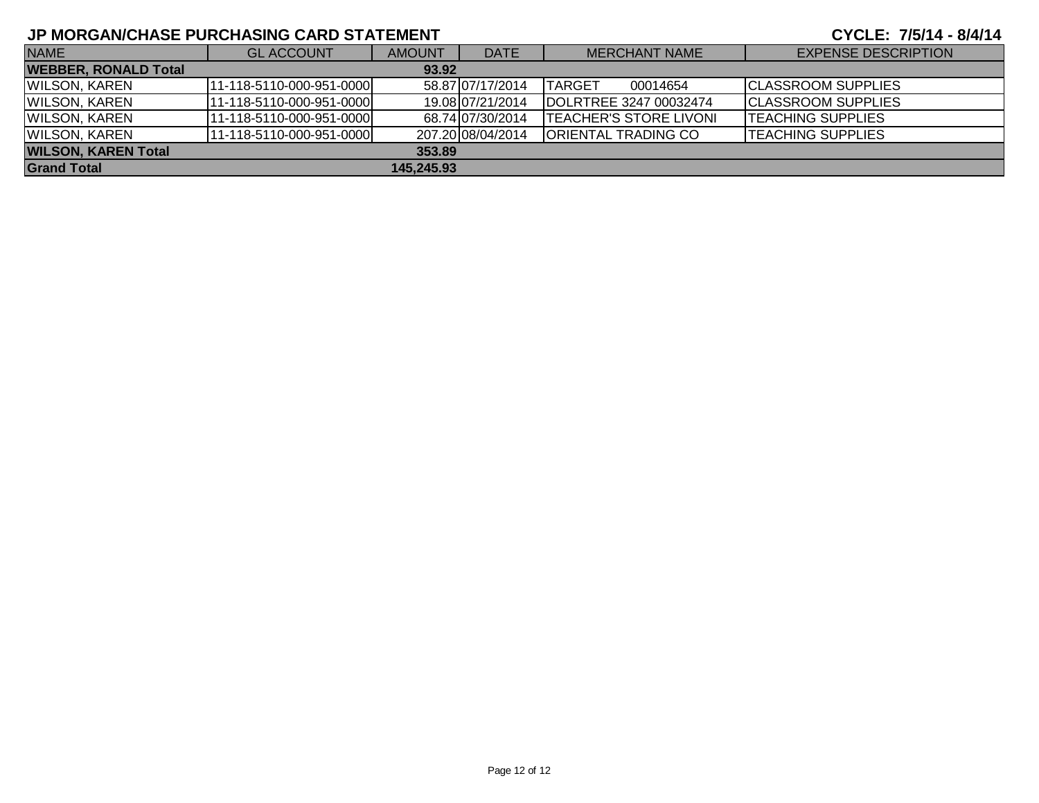## JP MORGAN/CHASE PURCHASING CARD STATEMENT

**CYCLE: 7/5/14 - 8/4/14**

| NAME | GL ACCOUNT | AMOUNT | DATE | MERCHANT NAME | EXPENSE DESCRIPTION |
|---|---|---|---|---|---|
| **WEBBER, RONALD Total** | | **93.92** | | | |
| WILSON, KAREN | 11-118-5110-000-951-0000 | 58.87 | 07/17/2014 | TARGET 00014654 | CLASSROOM SUPPLIES |
| WILSON, KAREN | 11-118-5110-000-951-0000 | 19.08 | 07/21/2014 | DOLRTREE 3247 00032474 | CLASSROOM SUPPLIES |
| WILSON, KAREN | 11-118-5110-000-951-0000 | 68.74 | 07/30/2014 | TEACHER'S STORE LIVONI | TEACHING SUPPLIES |
| WILSON, KAREN | 11-118-5110-000-951-0000 | 207.20 | 08/04/2014 | ORIENTAL TRADING CO | TEACHING SUPPLIES |
| **WILSON, KAREN Total** | | **353.89** | | | |
| **Grand Total** | | **145,245.93** | | | |